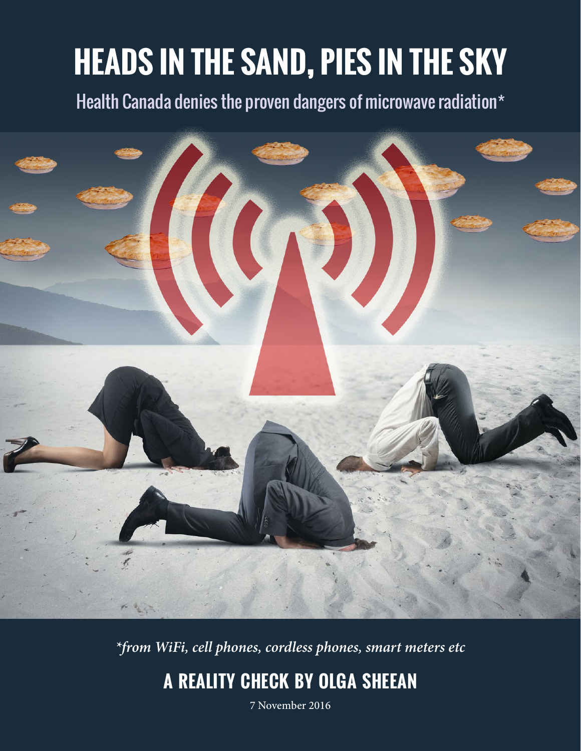# HEADS IN THE SAND, PIES IN THE SKY

Health Canada denies the proven dangers of microwave radiation*

*\*from WiFi, cell phones, cordless phones, smart meters etc*

## A REALITY CHECK BY OLGA SHEEAN

7 November 2016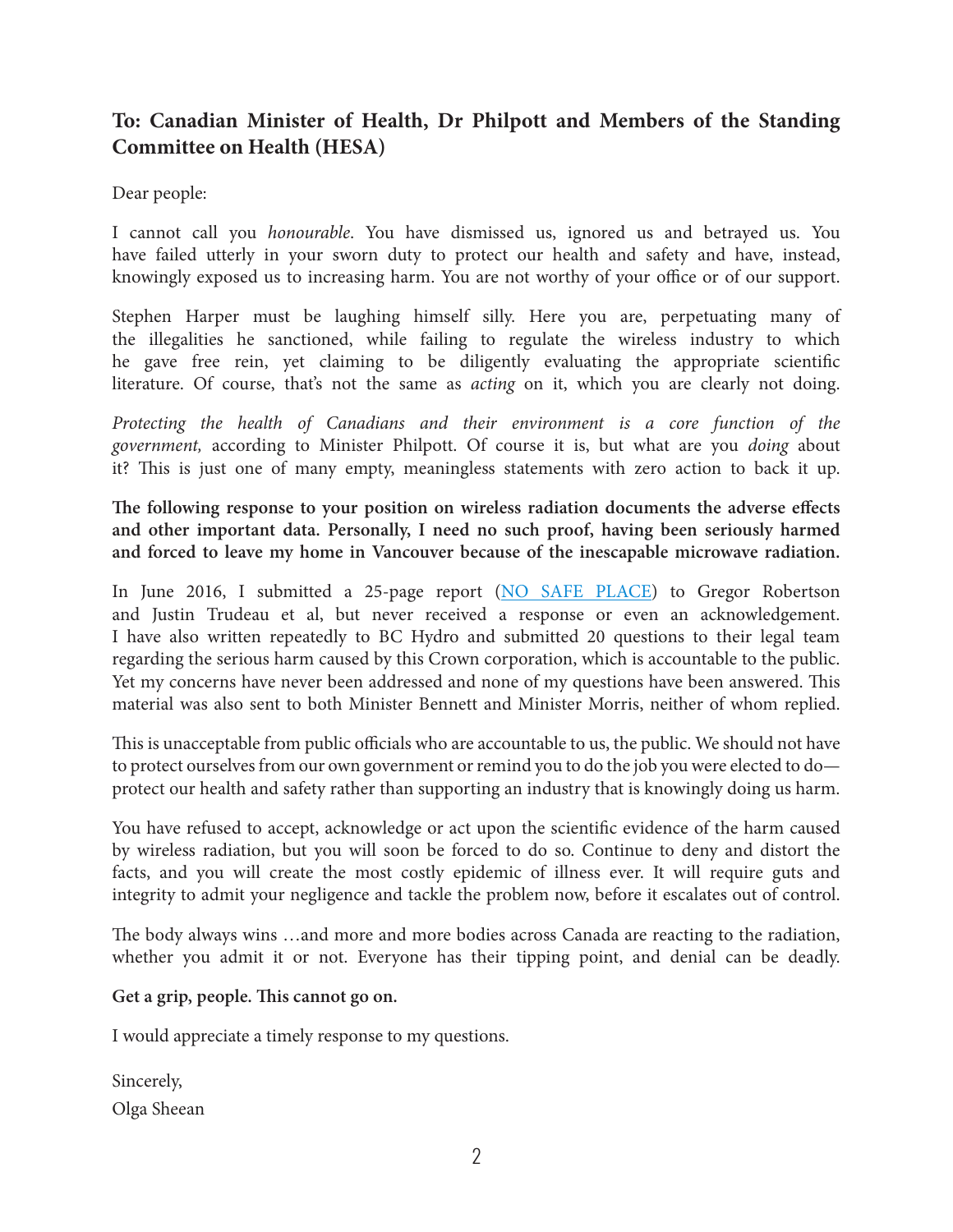**To: Canadian Minister of Health, Dr Philpott and Members of the Standing Committee on Health (HESA)**

Dear people:

I cannot call you *honourable*. You have dismissed us, ignored us and betrayed us. You have failed utterly in your sworn duty to protect our health and safety and have, instead, knowingly exposed us to increasing harm. You are not worthy of your office or of our support.

Stephen Harper must be laughing himself silly. Here you are, perpetuating many of the illegalities he sanctioned, while failing to regulate the wireless industry to which he gave free rein, yet claiming to be diligently evaluating the appropriate scientific literature. Of course, that's not the same as *acting* on it, which you are clearly not doing.

*Protecting the health of Canadians and their environment is a core function of the government,* according to Minister Philpott. Of course it is, but what are you *doing* about it? This is just one of many empty, meaningless statements with zero action to back it up.

**The following response to your position on wireless radiation documents the adverse effects and other important data. Personally, I need no such proof, having been seriously harmed and forced to leave my home in Vancouver because of the inescapable microwave radiation.**

In June 2016, I submitted a 25-page report (NO SAFE PLACE) to Gregor Robertson and Justin Trudeau et al, but never received a response or even an acknowledgement. I have also written repeatedly to BC Hydro and submitted 20 questions to their legal team regarding the serious harm caused by this Crown corporation, which is accountable to the public. Yet my concerns have never been addressed and none of my questions have been answered. This material was also sent to both Minister Bennett and Minister Morris, neither of whom replied.

This is unacceptable from public officials who are accountable to us, the public. We should not have to protect ourselves from our own government or remind you to do the job you were elected to do—protect our health and safety rather than supporting an industry that is knowingly doing us harm.

You have refused to accept, acknowledge or act upon the scientific evidence of the harm caused by wireless radiation, but you will soon be forced to do so. Continue to deny and distort the facts, and you will create the most costly epidemic of illness ever. It will require guts and integrity to admit your negligence and tackle the problem now, before it escalates out of control.

The body always wins …and more and more bodies across Canada are reacting to the radiation, whether you admit it or not. Everyone has their tipping point, and denial can be deadly.

**Get a grip, people. This cannot go on.**

I would appreciate a timely response to my questions.

Sincerely,
Olga Sheean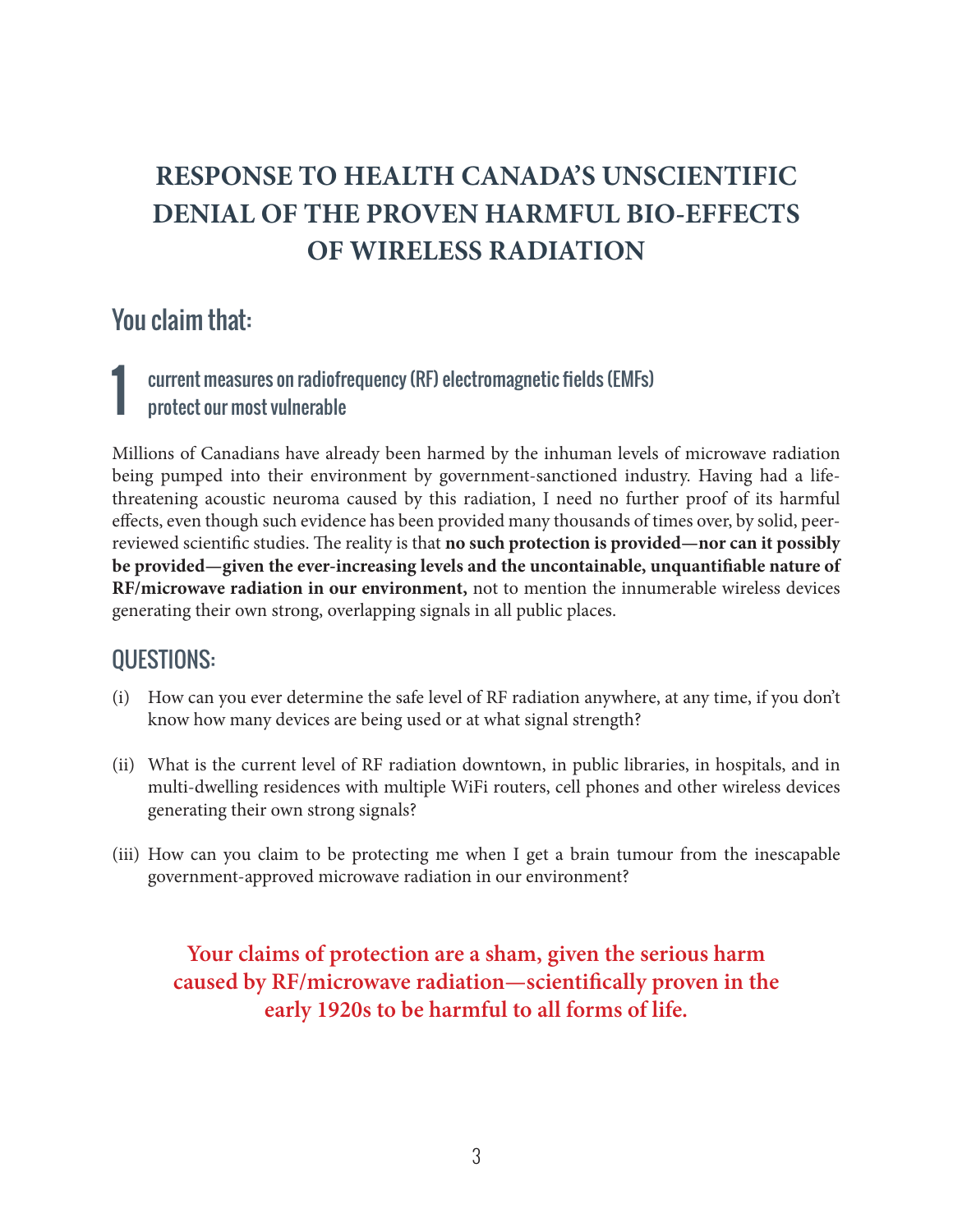# RESPONSE TO HEALTH CANADA'S UNSCIENTIFIC DENIAL OF THE PROVEN HARMFUL BIO-EFFECTS OF WIRELESS RADIATION

## You claim that:

### 1 current measures on radiofrequency (RF) electromagnetic fields (EMFs) protect our most vulnerable

Millions of Canadians have already been harmed by the inhuman levels of microwave radiation being pumped into their environment by government-sanctioned industry. Having had a life-threatening acoustic neuroma caused by this radiation, I need no further proof of its harmful effects, even though such evidence has been provided many thousands of times over, by solid, peer-reviewed scientific studies. The reality is that **no such protection is provided—nor can it possibly be provided—given the ever-increasing levels and the uncontainable, unquantifiable nature of RF/microwave radiation in our environment,** not to mention the innumerable wireless devices generating their own strong, overlapping signals in all public places.

## QUESTIONS:

(i) How can you ever determine the safe level of RF radiation anywhere, at any time, if you don't know how many devices are being used or at what signal strength?

(ii) What is the current level of RF radiation downtown, in public libraries, in hospitals, and in multi-dwelling residences with multiple WiFi routers, cell phones and other wireless devices generating their own strong signals?

(iii) How can you claim to be protecting me when I get a brain tumour from the inescapable government-approved microwave radiation in our environment?

**Your claims of protection are a sham, given the serious harm caused by RF/microwave radiation—scientifically proven in the early 1920s to be harmful to all forms of life.**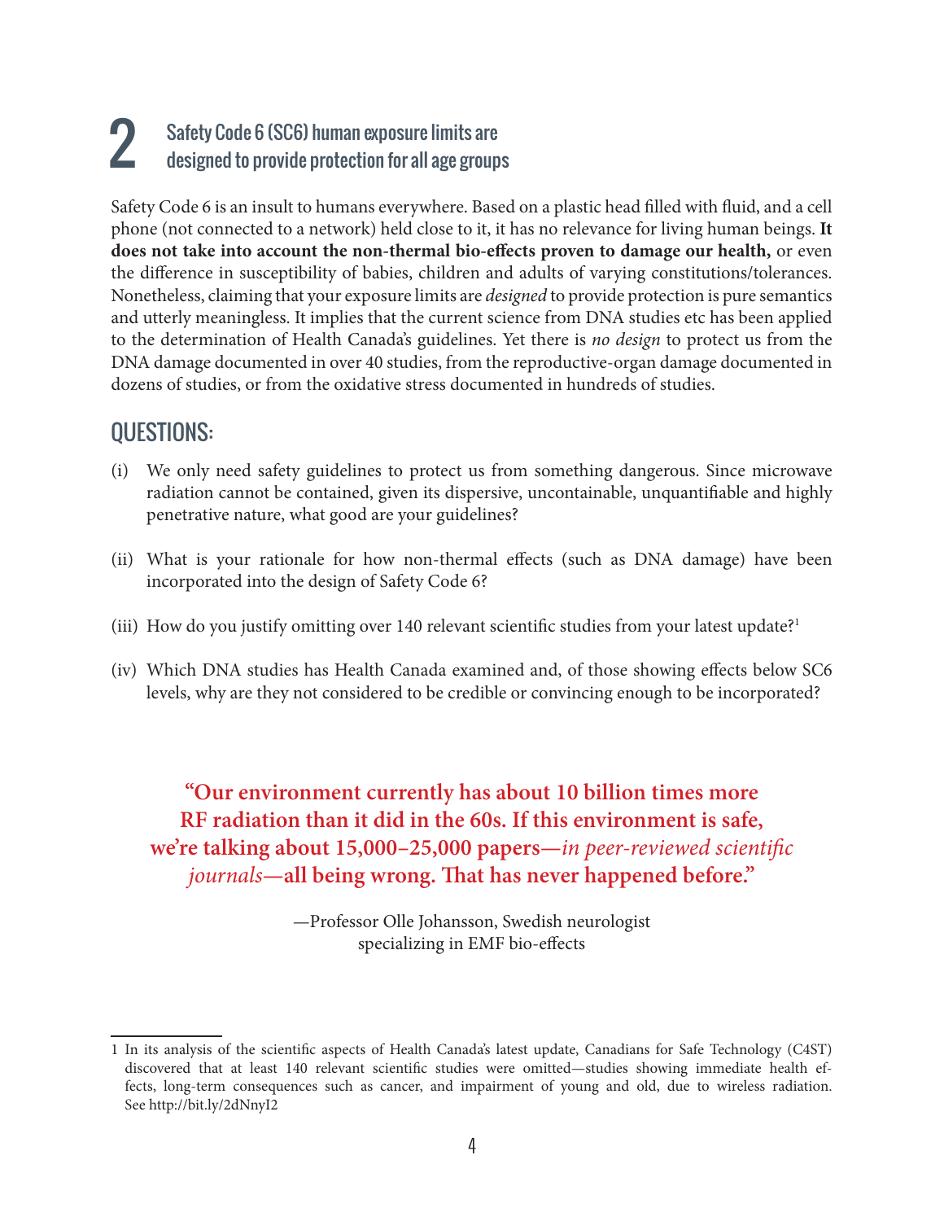## 2 Safety Code 6 (SC6) human exposure limits are designed to provide protection for all age groups

Safety Code 6 is an insult to humans everywhere. Based on a plastic head filled with fluid, and a cell phone (not connected to a network) held close to it, it has no relevance for living human beings. **It does not take into account the non-thermal bio-effects proven to damage our health,** or even the difference in susceptibility of babies, children and adults of varying constitutions/tolerances. Nonetheless, claiming that your exposure limits are *designed* to provide protection is pure semantics and utterly meaningless. It implies that the current science from DNA studies etc has been applied to the determination of Health Canada's guidelines. Yet there is *no design* to protect us from the DNA damage documented in over 40 studies, from the reproductive-organ damage documented in dozens of studies, or from the oxidative stress documented in hundreds of studies.

### QUESTIONS:

(i) We only need safety guidelines to protect us from something dangerous. Since microwave radiation cannot be contained, given its dispersive, uncontainable, unquantifiable and highly penetrative nature, what good are your guidelines?

(ii) What is your rationale for how non-thermal effects (such as DNA damage) have been incorporated into the design of Safety Code 6?

(iii) How do you justify omitting over 140 relevant scientific studies from your latest update?[1]

(iv) Which DNA studies has Health Canada examined and, of those showing effects below SC6 levels, why are they not considered to be credible or convincing enough to be incorporated?

> **"Our environment currently has about 10 billion times more RF radiation than it did in the 60s. If this environment is safe, we're talking about 15,000–25,000 papers—*in peer-reviewed scientific journals*—all being wrong. That has never happened before."**
>
> —Professor Olle Johansson, Swedish neurologist specializing in EMF bio-effects

1 In its analysis of the scientific aspects of Health Canada's latest update, Canadians for Safe Technology (C4ST) discovered that at least 140 relevant scientific studies were omitted—studies showing immediate health effects, long-term consequences such as cancer, and impairment of young and old, due to wireless radiation. See http://bit.ly/2dNnyI2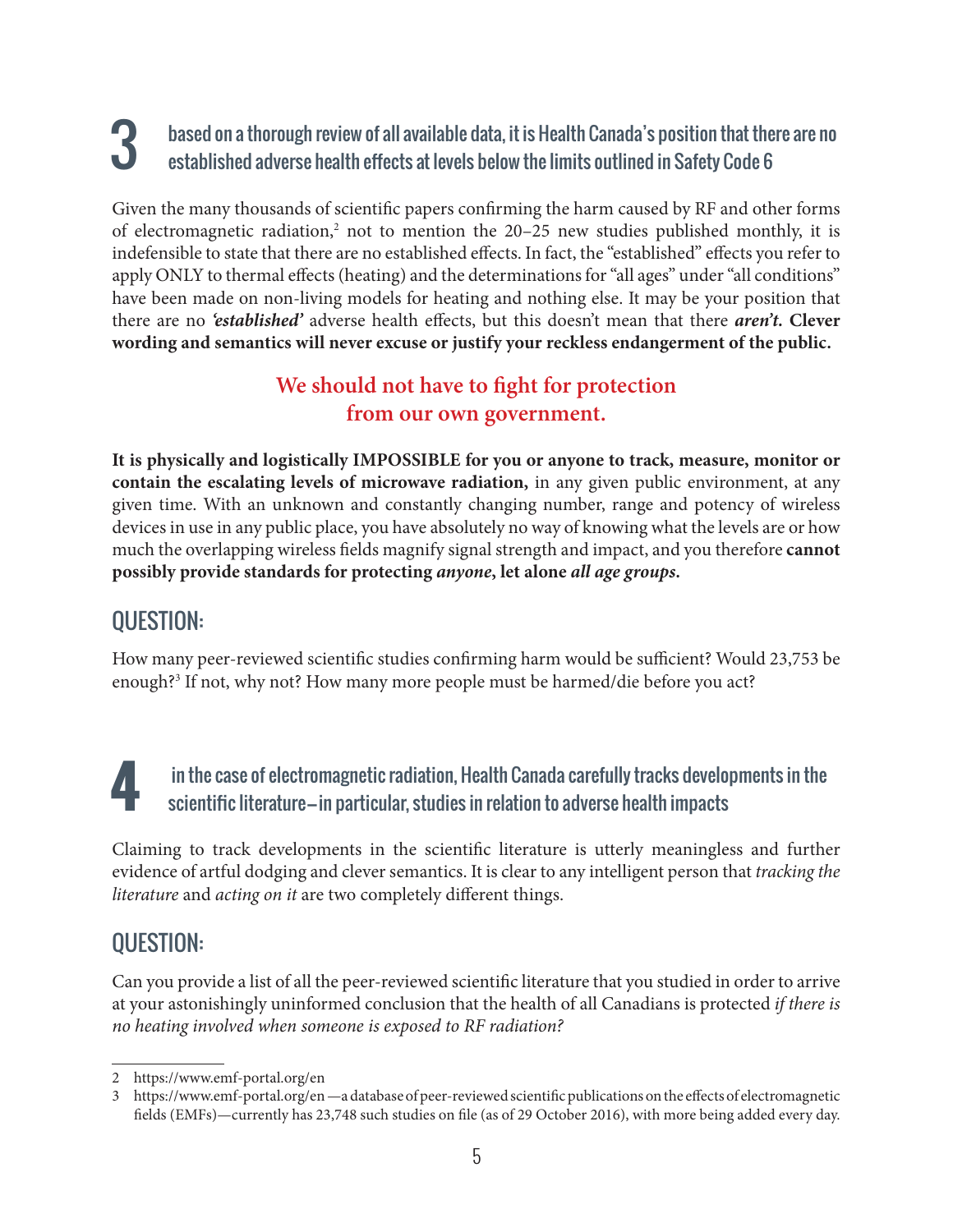## 3 based on a thorough review of all available data, it is Health Canada's position that there are no established adverse health effects at levels below the limits outlined in Safety Code 6

Given the many thousands of scientific papers confirming the harm caused by RF and other forms of electromagnetic radiation,[2] not to mention the 20–25 new studies published monthly, it is indefensible to state that there are no established effects. In fact, the "established" effects you refer to apply ONLY to thermal effects (heating) and the determinations for "all ages" under "all conditions" have been made on non-living models for heating and nothing else. It may be your position that there are no ***'established'*** adverse health effects, but this doesn't mean that there ***aren't.*** **Clever wording and semantics will never excuse or justify your reckless endangerment of the public.**

**We should not have to fight for protection from our own government.**

**It is physically and logistically IMPOSSIBLE for you or anyone to track, measure, monitor or contain the escalating levels of microwave radiation,** in any given public environment, at any given time. With an unknown and constantly changing number, range and potency of wireless devices in use in any public place, you have absolutely no way of knowing what the levels are or how much the overlapping wireless fields magnify signal strength and impact, and you therefore **cannot possibly provide standards for protecting *anyone*, let alone *all age groups*.**

### QUESTION:

How many peer-reviewed scientific studies confirming harm would be sufficient? Would 23,753 be enough?[3] If not, why not? How many more people must be harmed/die before you act?

## 4 in the case of electromagnetic radiation, Health Canada carefully tracks developments in the scientific literature–in particular, studies in relation to adverse health impacts

Claiming to track developments in the scientific literature is utterly meaningless and further evidence of artful dodging and clever semantics. It is clear to any intelligent person that *tracking the literature* and *acting on it* are two completely different things.

### QUESTION:

Can you provide a list of all the peer-reviewed scientific literature that you studied in order to arrive at your astonishingly uninformed conclusion that the health of all Canadians is protected *if there is no heating involved when someone is exposed to RF radiation?*

---

2 https://www.emf-portal.org/en

3 https://www.emf-portal.org/en —a database of peer-reviewed scientific publications on the effects of electromagnetic fields (EMFs)—currently has 23,748 such studies on file (as of 29 October 2016), with more being added every day.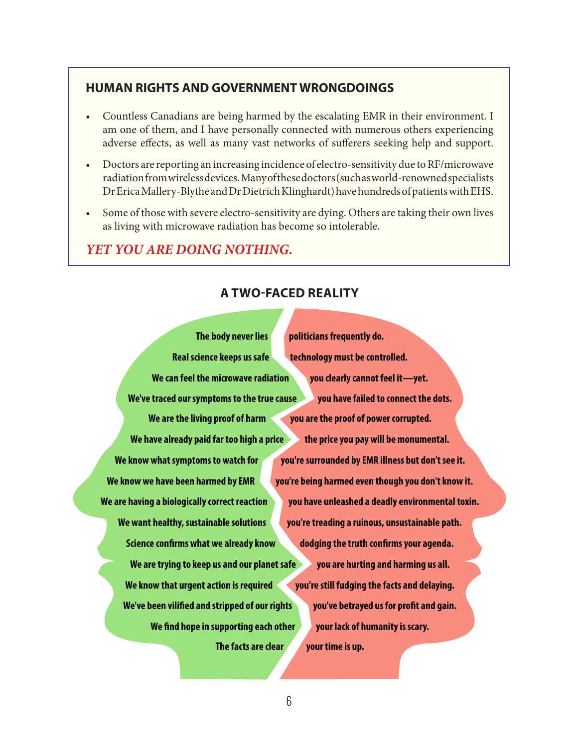## HUMAN RIGHTS AND GOVERNMENT WRONGDOINGS

- Countless Canadians are being harmed by the escalating EMR in their environment. I am one of them, and I have personally connected with numerous others experiencing adverse effects, as well as many vast networks of sufferers seeking help and support.
- Doctors are reporting an increasing incidence of electro-sensitivity due to RF/microwave radiation from wireless devices. Many of these doctors (such as world-renowned specialists Dr Erica Mallery-Blythe and Dr Dietrich Klinghardt) have hundreds of patients with EHS.
- Some of those with severe electro-sensitivity are dying. Others are taking their own lives as living with microwave radiation has become so intolerable.

***YET YOU ARE DOING NOTHING.***

## A TWO-FACED REALITY

**The body never lies** **politicians frequently do.**

**Real science keeps us safe** **technology must be controlled.**

**We can feel the microwave radiation** **you clearly cannot feel it—yet.**

**We've traced our symptoms to the true cause** **you have failed to connect the dots.**

**We are the living proof of harm** **you are the proof of power corrupted.**

**We have already paid far too high a price** **the price you pay will be monumental.**

**We know what symptoms to watch for** **you're surrounded by EMR illness but don't see it.**

**We know we have been harmed by EMR** **you're being harmed even though you don't know it.**

**We are having a biologically correct reaction** **you have unleashed a deadly environmental toxin.**

**We want healthy, sustainable solutions** **you're treading a ruinous, unsustainable path.**

**Science confirms what we already know** **dodging the truth confirms your agenda.**

**We are trying to keep us and our planet safe** **you are hurting and harming us all.**

**We know that urgent action is required** **you're still fudging the facts and delaying.**

**We've been vilified and stripped of our rights** **you've betrayed us for profit and gain.**

**We find hope in supporting each other** **your lack of humanity is scary.**

**The facts are clear** **your time is up.**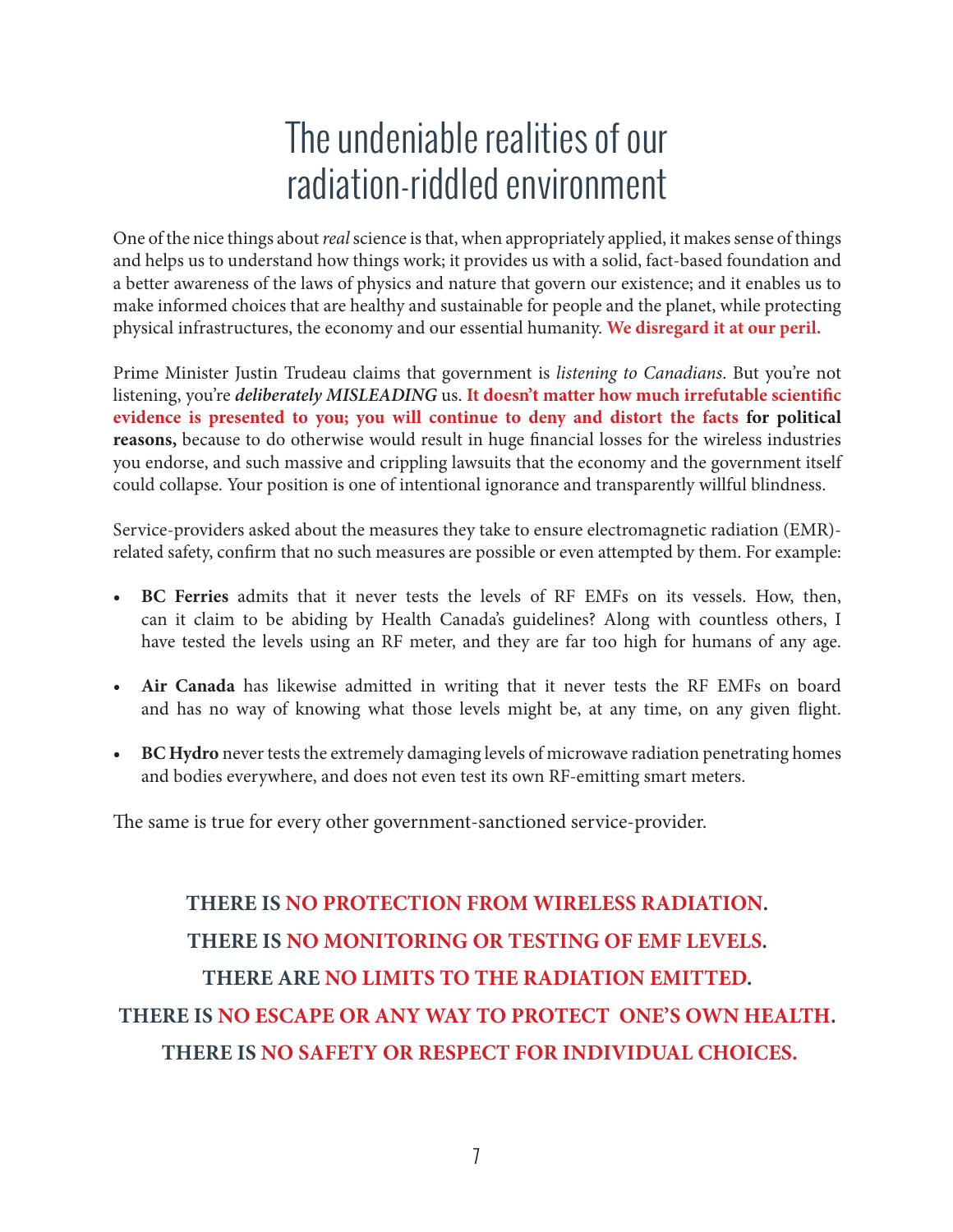# The undeniable realities of our radiation-riddled environment

One of the nice things about *real* science is that, when appropriately applied, it makes sense of things and helps us to understand how things work; it provides us with a solid, fact-based foundation and a better awareness of the laws of physics and nature that govern our existence; and it enables us to make informed choices that are healthy and sustainable for people and the planet, while protecting physical infrastructures, the economy and our essential humanity. **We disregard it at our peril.**

Prime Minister Justin Trudeau claims that government is *listening to Canadians*. But you're not listening, you're ***deliberately MISLEADING*** us. **It doesn't matter how much irrefutable scientific evidence is presented to you; you will continue to deny and distort the facts for political reasons,** because to do otherwise would result in huge financial losses for the wireless industries you endorse, and such massive and crippling lawsuits that the economy and the government itself could collapse. Your position is one of intentional ignorance and transparently willful blindness.

Service-providers asked about the measures they take to ensure electromagnetic radiation (EMR)-related safety, confirm that no such measures are possible or even attempted by them. For example:

- **BC Ferries** admits that it never tests the levels of RF EMFs on its vessels. How, then, can it claim to be abiding by Health Canada's guidelines? Along with countless others, I have tested the levels using an RF meter, and they are far too high for humans of any age.
- **Air Canada** has likewise admitted in writing that it never tests the RF EMFs on board and has no way of knowing what those levels might be, at any time, on any given flight.
- **BC Hydro** never tests the extremely damaging levels of microwave radiation penetrating homes and bodies everywhere, and does not even test its own RF-emitting smart meters.

The same is true for every other government-sanctioned service-provider.

**THERE IS NO PROTECTION FROM WIRELESS RADIATION.**

**THERE IS NO MONITORING OR TESTING OF EMF LEVELS.**

**THERE ARE NO LIMITS TO THE RADIATION EMITTED.**

**THERE IS NO ESCAPE OR ANY WAY TO PROTECT ONE'S OWN HEALTH.**

**THERE IS NO SAFETY OR RESPECT FOR INDIVIDUAL CHOICES.**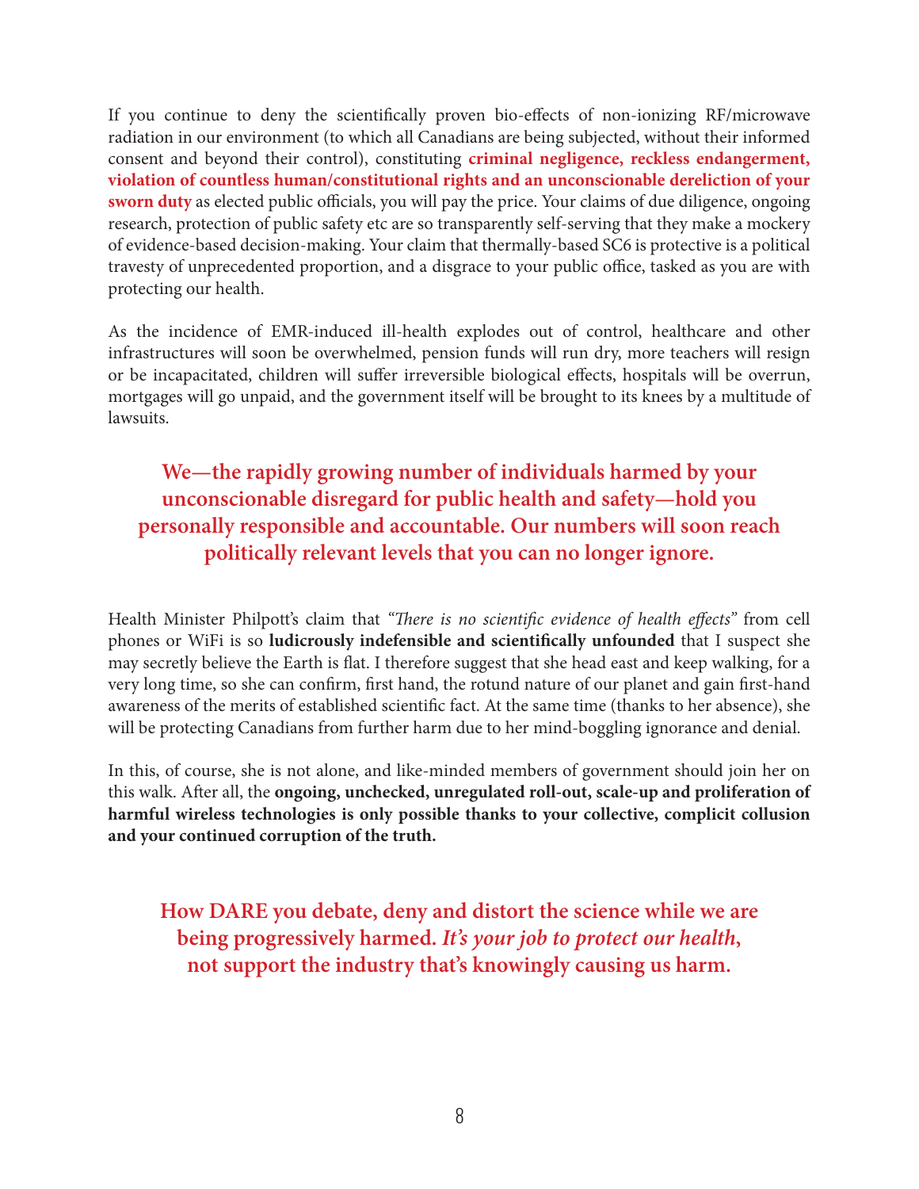If you continue to deny the scientifically proven bio-effects of non-ionizing RF/microwave radiation in our environment (to which all Canadians are being subjected, without their informed consent and beyond their control), constituting **criminal negligence, reckless endangerment, violation of countless human/constitutional rights and an unconscionable dereliction of your sworn duty** as elected public officials, you will pay the price. Your claims of due diligence, ongoing research, protection of public safety etc are so transparently self-serving that they make a mockery of evidence-based decision-making. Your claim that thermally-based SC6 is protective is a political travesty of unprecedented proportion, and a disgrace to your public office, tasked as you are with protecting our health.

As the incidence of EMR-induced ill-health explodes out of control, healthcare and other infrastructures will soon be overwhelmed, pension funds will run dry, more teachers will resign or be incapacitated, children will suffer irreversible biological effects, hospitals will be overrun, mortgages will go unpaid, and the government itself will be brought to its knees by a multitude of lawsuits.

**We—the rapidly growing number of individuals harmed by your unconscionable disregard for public health and safety—hold you personally responsible and accountable. Our numbers will soon reach politically relevant levels that you can no longer ignore.**

Health Minister Philpott's claim that *"There is no scientific evidence of health effects"* from cell phones or WiFi is so **ludicrously indefensible and scientifically unfounded** that I suspect she may secretly believe the Earth is flat. I therefore suggest that she head east and keep walking, for a very long time, so she can confirm, first hand, the rotund nature of our planet and gain first-hand awareness of the merits of established scientific fact. At the same time (thanks to her absence), she will be protecting Canadians from further harm due to her mind-boggling ignorance and denial.

In this, of course, she is not alone, and like-minded members of government should join her on this walk. After all, the **ongoing, unchecked, unregulated roll-out, scale-up and proliferation of harmful wireless technologies is only possible thanks to your collective, complicit collusion and your continued corruption of the truth.**

**How DARE you debate, deny and distort the science while we are being progressively harmed. *It's your job to protect our health*, not support the industry that's knowingly causing us harm.**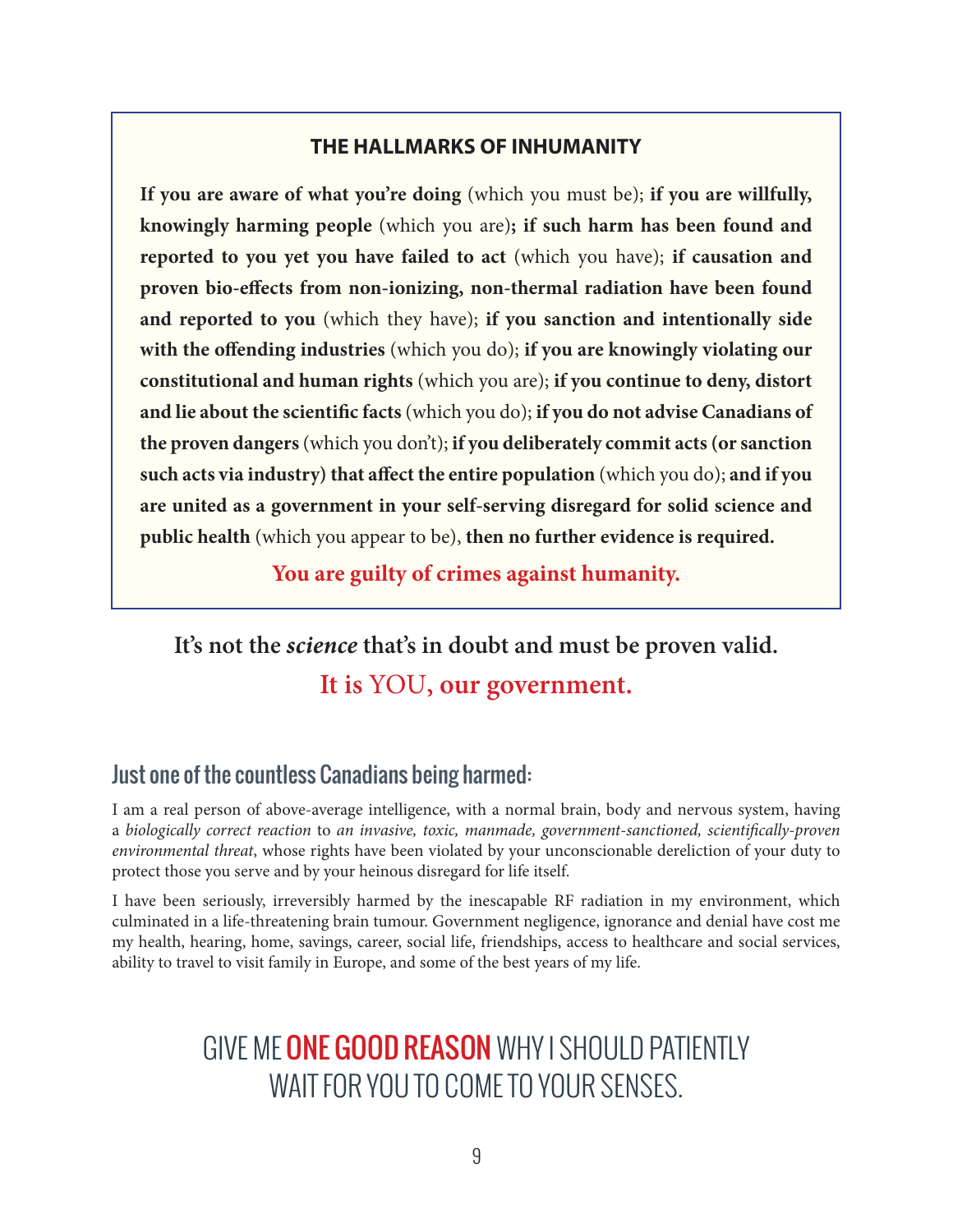### THE HALLMARKS OF INHUMANITY

**If you are aware of what you're doing** (which you must be); **if you are willfully, knowingly harming people** (which you are)**; if such harm has been found and reported to you yet you have failed to act** (which you have); **if causation and proven bio-effects from non-ionizing, non-thermal radiation have been found and reported to you** (which they have); **if you sanction and intentionally side with the offending industries** (which you do); **if you are knowingly violating our constitutional and human rights** (which you are); **if you continue to deny, distort and lie about the scientific facts** (which you do); **if you do not advise Canadians of the proven dangers** (which you don't); **if you deliberately commit acts (or sanction such acts via industry) that affect the entire population** (which you do); **and if you are united as a government in your self-serving disregard for solid science and public health** (which you appear to be), **then no further evidence is required.**

**You are guilty of crimes against humanity.**

**It's not the *science* that's in doubt and must be proven valid.**

**It is YOU, our government.**

## Just one of the countless Canadians being harmed:

I am a real person of above-average intelligence, with a normal brain, body and nervous system, having a *biologically correct reaction* to *an invasive, toxic, manmade, government-sanctioned, scientifically-proven environmental threat*, whose rights have been violated by your unconscionable dereliction of your duty to protect those you serve and by your heinous disregard for life itself.

I have been seriously, irreversibly harmed by the inescapable RF radiation in my environment, which culminated in a life-threatening brain tumour. Government negligence, ignorance and denial have cost me my health, hearing, home, savings, career, social life, friendships, access to healthcare and social services, ability to travel to visit family in Europe, and some of the best years of my life.

## GIVE ME **ONE GOOD REASON** WHY I SHOULD PATIENTLY WAIT FOR YOU TO COME TO YOUR SENSES.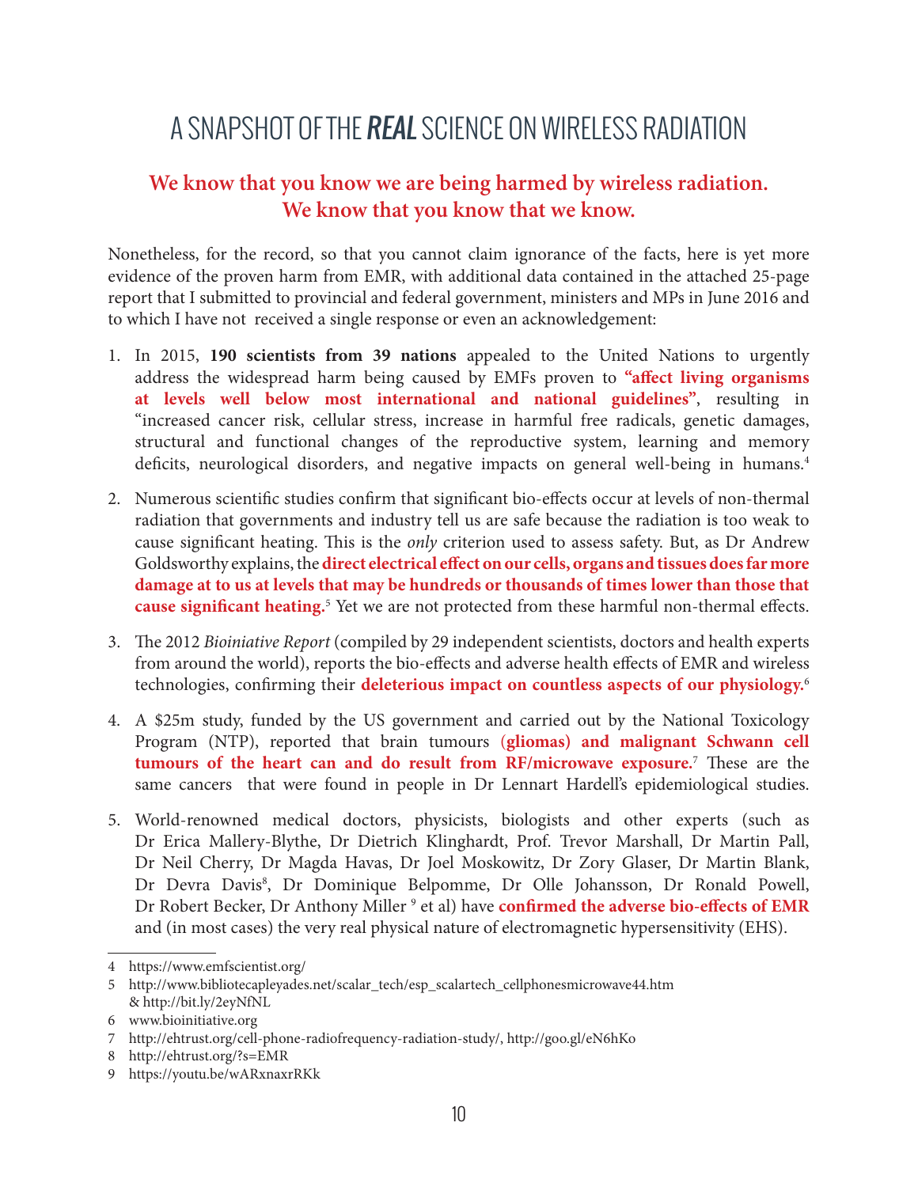# A SNAPSHOT OF THE ***REAL*** SCIENCE ON WIRELESS RADIATION

## We know that you know we are being harmed by wireless radiation. We know that you know that we know.

Nonetheless, for the record, so that you cannot claim ignorance of the facts, here is yet more evidence of the proven harm from EMR, with additional data contained in the attached 25-page report that I submitted to provincial and federal government, ministers and MPs in June 2016 and to which I have not received a single response or even an acknowledgement:

1. In 2015, **190 scientists from 39 nations** appealed to the United Nations to urgently address the widespread harm being caused by EMFs proven to **"affect living organisms at levels well below most international and national guidelines"**, resulting in "increased cancer risk, cellular stress, increase in harmful free radicals, genetic damages, structural and functional changes of the reproductive system, learning and memory deficits, neurological disorders, and negative impacts on general well-being in humans.[4]

2. Numerous scientific studies confirm that significant bio-effects occur at levels of non-thermal radiation that governments and industry tell us are safe because the radiation is too weak to cause significant heating. This is the *only* criterion used to assess safety. But, as Dr Andrew Goldsworthy explains, the **direct electrical effect on our cells, organs and tissues does far more damage at to us at levels that may be hundreds or thousands of times lower than those that cause significant heating.**[5] Yet we are not protected from these harmful non-thermal effects.

3. The 2012 *Bioiniative Report* (compiled by 29 independent scientists, doctors and health experts from around the world), reports the bio-effects and adverse health effects of EMR and wireless technologies, confirming their **deleterious impact on countless aspects of our physiology.**[6]

4. A $25m study, funded by the US government and carried out by the National Toxicology Program (NTP), reported that brain tumours **(gliomas) and malignant Schwann cell tumours of the heart can and do result from RF/microwave exposure.**[7] These are the same cancers that were found in people in Dr Lennart Hardell's epidemiological studies.

5. World-renowned medical doctors, physicists, biologists and other experts (such as Dr Erica Mallery-Blythe, Dr Dietrich Klinghardt, Prof. Trevor Marshall, Dr Martin Pall, Dr Neil Cherry, Dr Magda Havas, Dr Joel Moskowitz, Dr Zory Glaser, Dr Martin Blank, Dr Devra Davis[8], Dr Dominique Belpomme, Dr Olle Johansson, Dr Ronald Powell, Dr Robert Becker, Dr Anthony Miller [9] et al) have **confirmed the adverse bio-effects of EMR** and (in most cases) the very real physical nature of electromagnetic hypersensitivity (EHS).

---

4 https://www.emfscientist.org/

5 http://www.bibliotecapleyades.net/scalar_tech/esp_scalartech_cellphonesmicrowave44.htm & http://bit.ly/2eyNfNL

6 www.bioinitiative.org

7 http://ehtrust.org/cell-phone-radiofrequency-radiation-study/, http://goo.gl/eN6hKo

8 http://ehtrust.org/?s=EMR

9 https://youtu.be/wARxnaxrRKk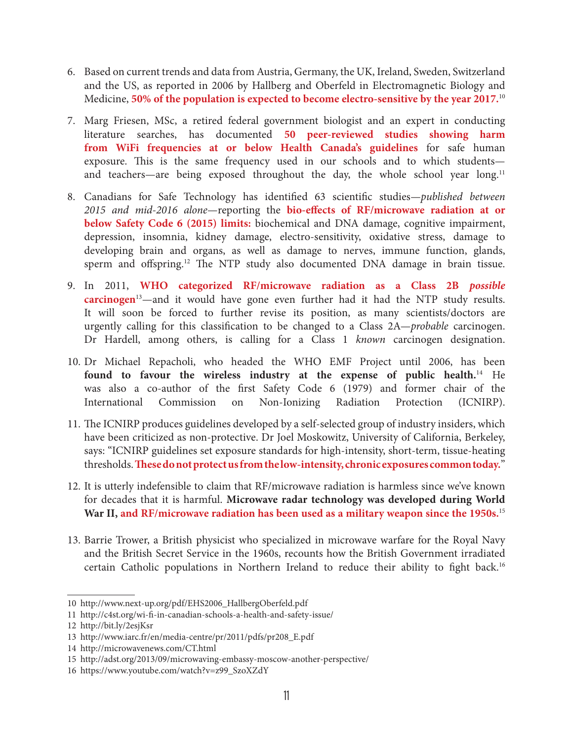6. Based on current trends and data from Austria, Germany, the UK, Ireland, Sweden, Switzerland and the US, as reported in 2006 by Hallberg and Oberfeld in Electromagnetic Biology and Medicine, **50% of the population is expected to become electro-sensitive by the year 2017.**[10]

7. Marg Friesen, MSc, a retired federal government biologist and an expert in conducting literature searches, has documented **50 peer-reviewed studies showing harm from WiFi frequencies at or below Health Canada's guidelines** for safe human exposure. This is the same frequency used in our schools and to which students—and teachers—are being exposed throughout the day, the whole school year long.[11]

8. Canadians for Safe Technology has identified 63 scientific studies—*published between 2015 and mid-2016 alone*—reporting the **bio-effects of RF/microwave radiation at or below Safety Code 6 (2015) limits:** biochemical and DNA damage, cognitive impairment, depression, insomnia, kidney damage, electro-sensitivity, oxidative stress, damage to developing brain and organs, as well as damage to nerves, immune function, glands, sperm and offspring.[12] The NTP study also documented DNA damage in brain tissue.

9. In 2011, **WHO categorized RF/microwave radiation as a Class 2B *possible* carcinogen**[13]—and it would have gone even further had it had the NTP study results. It will soon be forced to further revise its position, as many scientists/doctors are urgently calling for this classification to be changed to a Class 2A—*probable* carcinogen. Dr Hardell, among others, is calling for a Class 1 *known* carcinogen designation.

10. Dr Michael Repacholi, who headed the WHO EMF Project until 2006, has been **found to favour the wireless industry at the expense of public health.**[14] He was also a co-author of the first Safety Code 6 (1979) and former chair of the International Commission on Non-Ionizing Radiation Protection (ICNIRP).

11. The ICNIRP produces guidelines developed by a self-selected group of industry insiders, which have been criticized as non-protective. Dr Joel Moskowitz, University of California, Berkeley, says: "ICNIRP guidelines set exposure standards for high-intensity, short-term, tissue-heating thresholds. **These do not protect us from the low-intensity, chronic exposures common today.**"

12. It is utterly indefensible to claim that RF/microwave radiation is harmless since we've known for decades that it is harmful. **Microwave radar technology was developed during World War II, and RF/microwave radiation has been used as a military weapon since the 1950s.**[15]

13. Barrie Trower, a British physicist who specialized in microwave warfare for the Royal Navy and the British Secret Service in the 1960s, recounts how the British Government irradiated certain Catholic populations in Northern Ireland to reduce their ability to fight back.[16]

---

10 http://www.next-up.org/pdf/EHS2006_HallbergOberfeld.pdf
11 http://c4st.org/wi-fi-in-canadian-schools-a-health-and-safety-issue/
12 http://bit.ly/2esjKsr
13 http://www.iarc.fr/en/media-centre/pr/2011/pdfs/pr208_E.pdf
14 http://microwavenews.com/CT.html
15 http://adst.org/2013/09/microwaving-embassy-moscow-another-perspective/
16 https://www.youtube.com/watch?v=z99_SzoXZdY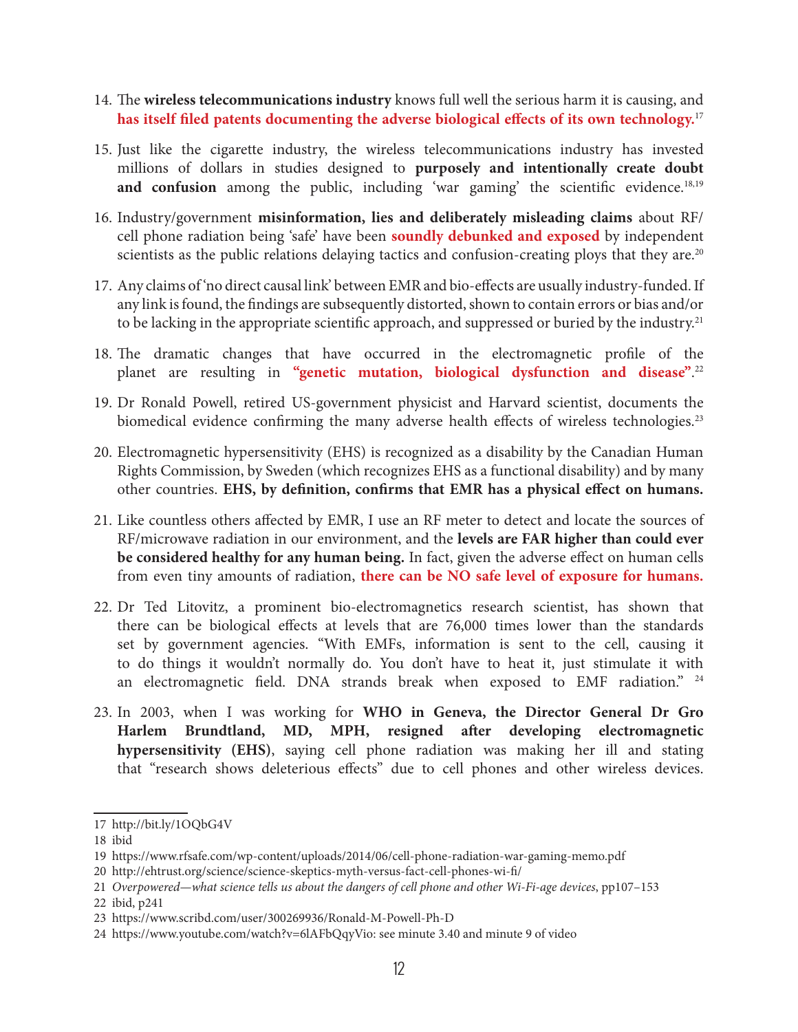14. The **wireless telecommunications industry** knows full well the serious harm it is causing, and **has itself filed patents documenting the adverse biological effects of its own technology.**[17]

15. Just like the cigarette industry, the wireless telecommunications industry has invested millions of dollars in studies designed to **purposely and intentionally create doubt and confusion** among the public, including 'war gaming' the scientific evidence.[18,19]

16. Industry/government **misinformation, lies and deliberately misleading claims** about RF/cell phone radiation being 'safe' have been **soundly debunked and exposed** by independent scientists as the public relations delaying tactics and confusion-creating ploys that they are.[20]

17. Any claims of 'no direct causal link' between EMR and bio-effects are usually industry-funded. If any link is found, the findings are subsequently distorted, shown to contain errors or bias and/or to be lacking in the appropriate scientific approach, and suppressed or buried by the industry.[21]

18. The dramatic changes that have occurred in the electromagnetic profile of the planet are resulting in **"genetic mutation, biological dysfunction and disease"**.[22]

19. Dr Ronald Powell, retired US-government physicist and Harvard scientist, documents the biomedical evidence confirming the many adverse health effects of wireless technologies.[23]

20. Electromagnetic hypersensitivity (EHS) is recognized as a disability by the Canadian Human Rights Commission, by Sweden (which recognizes EHS as a functional disability) and by many other countries. **EHS, by definition, confirms that EMR has a physical effect on humans.**

21. Like countless others affected by EMR, I use an RF meter to detect and locate the sources of RF/microwave radiation in our environment, and the **levels are FAR higher than could ever be considered healthy for any human being.** In fact, given the adverse effect on human cells from even tiny amounts of radiation, **there can be NO safe level of exposure for humans.**

22. Dr Ted Litovitz, a prominent bio-electromagnetics research scientist, has shown that there can be biological effects at levels that are 76,000 times lower than the standards set by government agencies. "With EMFs, information is sent to the cell, causing it to do things it wouldn't normally do. You don't have to heat it, just stimulate it with an electromagnetic field. DNA strands break when exposed to EMF radiation." [24]

23. In 2003, when I was working for **WHO in Geneva, the Director General Dr Gro Harlem Brundtland, MD, MPH, resigned after developing electromagnetic hypersensitivity (EHS)**, saying cell phone radiation was making her ill and stating that "research shows deleterious effects" due to cell phones and other wireless devices.

---

17 http://bit.ly/1OQbG4V
18 ibid
19 https://www.rfsafe.com/wp-content/uploads/2014/06/cell-phone-radiation-war-gaming-memo.pdf
20 http://ehtrust.org/science/science-skeptics-myth-versus-fact-cell-phones-wi-fi/
21 *Overpowered—what science tells us about the dangers of cell phone and other Wi-Fi-age devices*, pp107–153
22 ibid, p241
23 https://www.scribd.com/user/300269936/Ronald-M-Powell-Ph-D
24 https://www.youtube.com/watch?v=6lAFbQqyVio: see minute 3.40 and minute 9 of video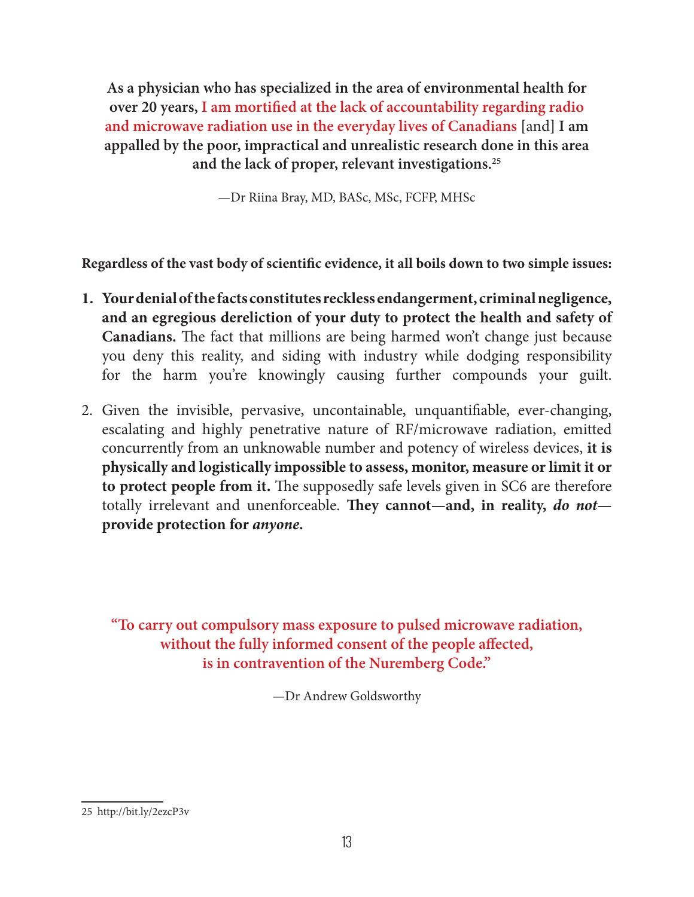**As a physician who has specialized in the area of environmental health for over 20 years, I am mortified at the lack of accountability regarding radio and microwave radiation use in the everyday lives of Canadians** [and] **I am appalled by the poor, impractical and unrealistic research done in this area and the lack of proper, relevant investigations.**[25]

—Dr Riina Bray, MD, BASc, MSc, FCFP, MHSc

**Regardless of the vast body of scientific evidence, it all boils down to two simple issues:**

1. **Your denial of the facts constitutes reckless endangerment, criminal negligence, and an egregious dereliction of your duty to protect the health and safety of Canadians.** The fact that millions are being harmed won't change just because you deny this reality, and siding with industry while dodging responsibility for the harm you're knowingly causing further compounds your guilt.
2. Given the invisible, pervasive, uncontainable, unquantifiable, ever-changing, escalating and highly penetrative nature of RF/microwave radiation, emitted concurrently from an unknowable number and potency of wireless devices, **it is physically and logistically impossible to assess, monitor, measure or limit it or to protect people from it.** The supposedly safe levels given in SC6 are therefore totally irrelevant and unenforceable. **They cannot—and, in reality, *do not*—provide protection for *anyone*.**

**"To carry out compulsory mass exposure to pulsed microwave radiation, without the fully informed consent of the people affected, is in contravention of the Nuremberg Code."**

—Dr Andrew Goldsworthy

25 http://bit.ly/2ezcP3v